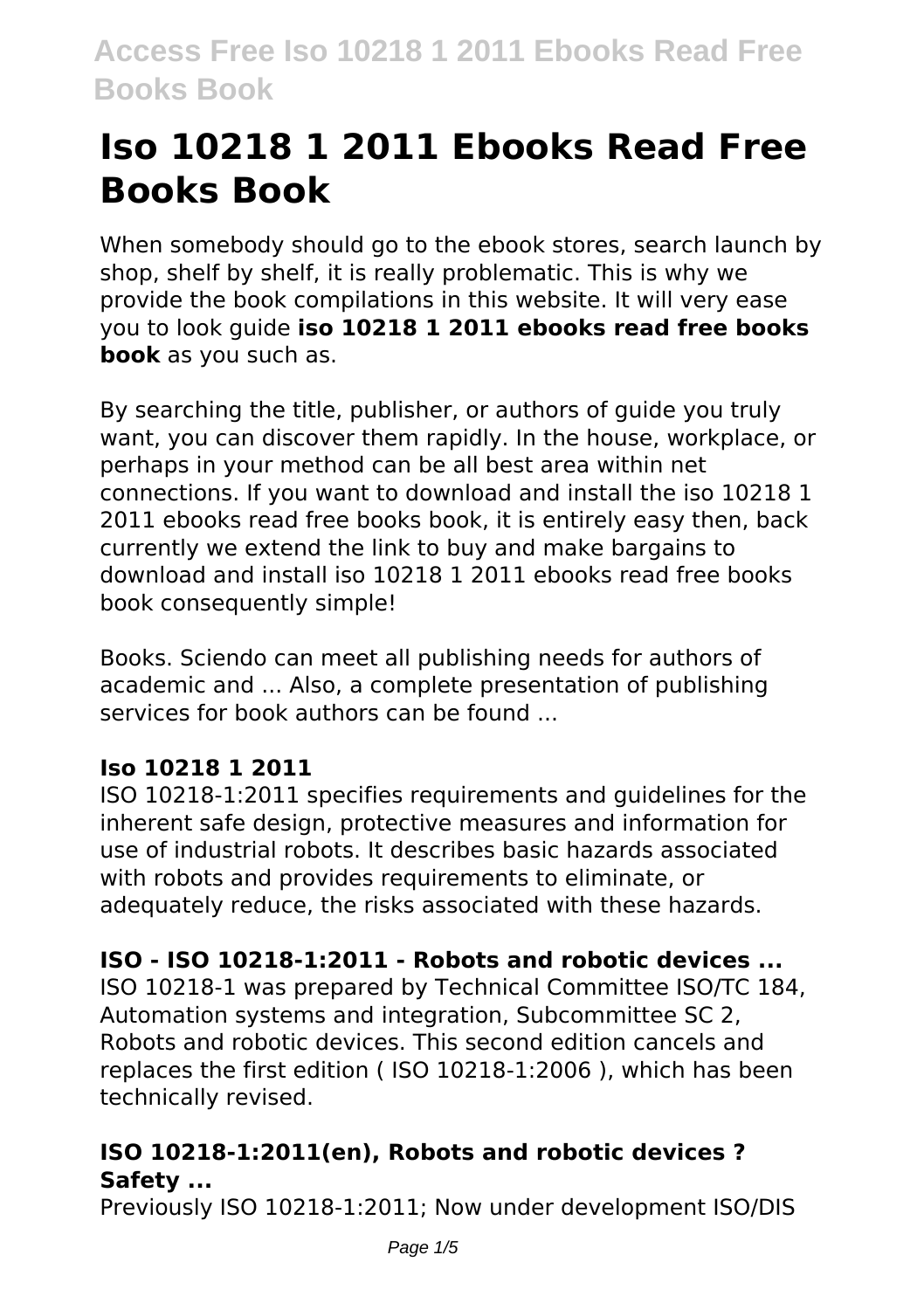# Iso 10218 1 2011 Ebooks Read Free Books Book

When somebody should go to the ebook stores, search launch by shop, shelf by shelf, it is really problematic. This is why we provide the book compilations in this website. It will very ease you to look guide **iso 10218 1 2011 ebooks read free books book** as you such as.

By searching the title, publisher, or authors of guide you truly want, you can discover them rapidly. In the house, workplace, or perhaps in your method can be all best area within net connections. If you want to download and install the iso 10218 1 2011 ebooks read free books book, it is entirely easy then, back currently we extend the link to buy and make bargains to download and install iso 10218 1 2011 ebooks read free books book consequently simple!

Books. Sciendo can meet all publishing needs for authors of academic and ... Also, a complete presentation of publishing services for book authors can be found ...

### Iso 10218 1 2011

ISO 10218-1:2011 specifies requirements and guidelines for the inherent safe design, protective measures and information for use of industrial robots. It describes basic hazards associated with robots and provides requirements to eliminate, or adequately reduce, the risks associated with these hazards.

### ISO - ISO 10218-1:2011 - Robots and robotic devices ...

ISO 10218-1 was prepared by Technical Committee ISO/TC 184, Automation systems and integration, Subcommittee SC 2, Robots and robotic devices. This second edition cancels and replaces the first edition ( ISO 10218-1:2006 ), which has been technically revised.

### ISO 10218-1:2011(en), Robots and robotic devices ? Safety ...

Previously ISO 10218-1:2011; Now under development ISO/DIS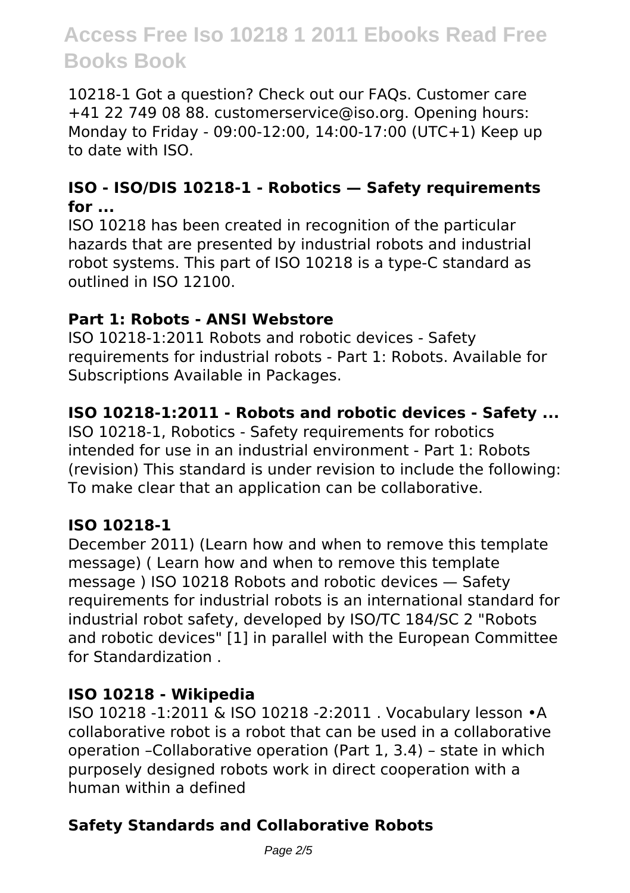10218-1 Got a question? Check out our FAQs. Customer care +41 22 749 08 88. customerservice@iso.org. Opening hours: Monday to Friday - 09:00-12:00, 14:00-17:00 (UTC+1) Keep up to date with ISO.

### ISO - ISO/DIS 10218-1 - Robotics — Safety requirements for ...

ISO 10218 has been created in recognition of the particular hazards that are presented by industrial robots and industrial robot systems. This part of ISO 10218 is a type-C standard as outlined in ISO 12100.

### Part 1: Robots - ANSI Webstore

ISO 10218-1:2011 Robots and robotic devices - Safety requirements for industrial robots - Part 1: Robots. Available for Subscriptions Available in Packages.

### ISO 10218-1:2011 - Robots and robotic devices - Safety ...

ISO 10218-1, Robotics - Safety requirements for robotics intended for use in an industrial environment - Part 1: Robots (revision) This standard is under revision to include the following: To make clear that an application can be collaborative.

### ISO 10218-1

December 2011) (Learn how and when to remove this template message) ( Learn how and when to remove this template message ) ISO 10218 Robots and robotic devices — Safety requirements for industrial robots is an international standard for industrial robot safety, developed by ISO/TC 184/SC 2 "Robots and robotic devices" [1] in parallel with the European Committee for Standardization .

### ISO 10218 - Wikipedia

ISO 10218 -1:2011 & ISO 10218 -2:2011 . Vocabulary lesson •A collaborative robot is a robot that can be used in a collaborative operation –Collaborative operation (Part 1, 3.4) – state in which purposely designed robots work in direct cooperation with a human within a defined

### Safety Standards and Collaborative Robots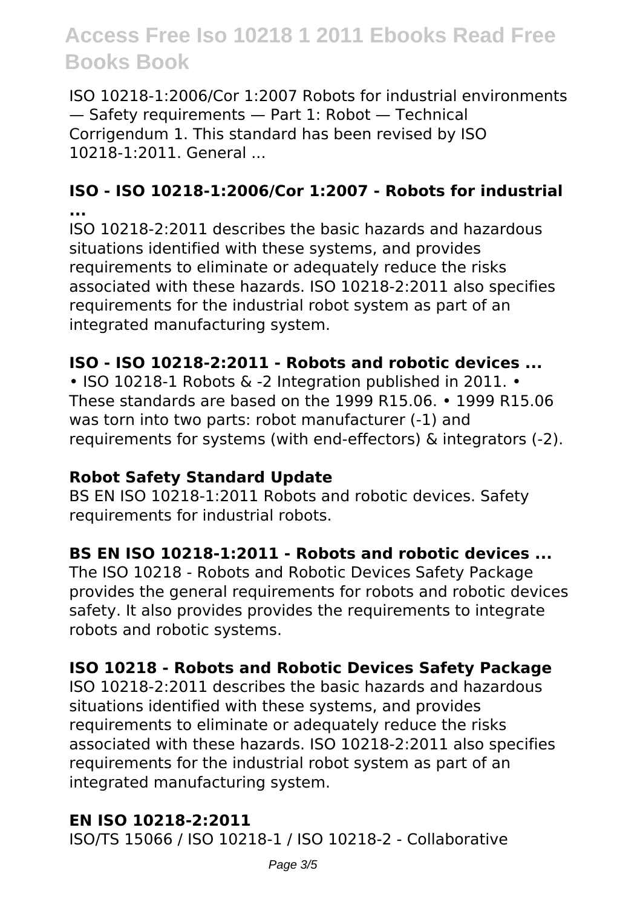ISO 10218-1:2006/Cor 1:2007 Robots for industrial environments — Safety requirements — Part 1: Robot — Technical Corrigendum 1. This standard has been revised by ISO 10218-1:2011. General ...

**ISO - ISO 10218-1:2006/Cor 1:2007 - Robots for industrial ...**

ISO 10218-2:2011 describes the basic hazards and hazardous situations identified with these systems, and provides requirements to eliminate or adequately reduce the risks associated with these hazards. ISO 10218-2:2011 also specifies requirements for the industrial robot system as part of an integrated manufacturing system.

**ISO - ISO 10218-2:2011 - Robots and robotic devices ...**

• ISO 10218-1 Robots & -2 Integration published in 2011. • These standards are based on the 1999 R15.06. • 1999 R15.06 was torn into two parts: robot manufacturer (-1) and requirements for systems (with end-effectors) & integrators (-2).

**Robot Safety Standard Update**

BS EN ISO 10218-1:2011 Robots and robotic devices. Safety requirements for industrial robots.

**BS EN ISO 10218-1:2011 - Robots and robotic devices ...**

The ISO 10218 - Robots and Robotic Devices Safety Package provides the general requirements for robots and robotic devices safety. It also provides provides the requirements to integrate robots and robotic systems.

**ISO 10218 - Robots and Robotic Devices Safety Package**

ISO 10218-2:2011 describes the basic hazards and hazardous situations identified with these systems, and provides requirements to eliminate or adequately reduce the risks associated with these hazards. ISO 10218-2:2011 also specifies requirements for the industrial robot system as part of an integrated manufacturing system.

**EN ISO 10218-2:2011**

ISO/TS 15066 / ISO 10218-1 / ISO 10218-2 - Collaborative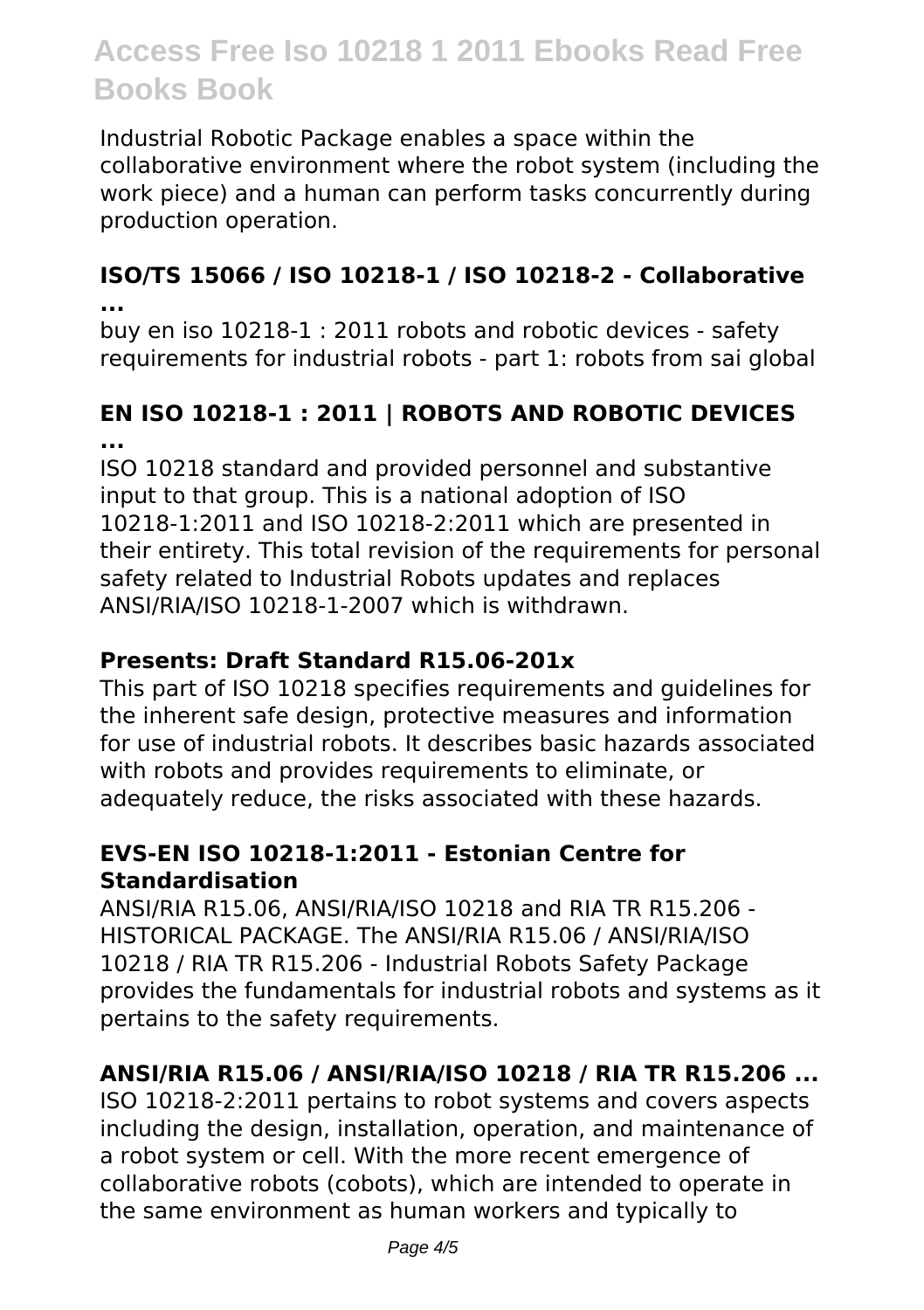Industrial Robotic Package enables a space within the collaborative environment where the robot system (including the work piece) and a human can perform tasks concurrently during production operation.

### ISO/TS 15066 / ISO 10218-1 / ISO 10218-2 - Collaborative ...

buy en iso 10218-1 : 2011 robots and robotic devices - safety requirements for industrial robots - part 1: robots from sai global

### EN ISO 10218-1 : 2011 | ROBOTS AND ROBOTIC DEVICES ...

ISO 10218 standard and provided personnel and substantive input to that group. This is a national adoption of ISO 10218-1:2011 and ISO 10218-2:2011 which are presented in their entirety. This total revision of the requirements for personal safety related to Industrial Robots updates and replaces ANSI/RIA/ISO 10218-1-2007 which is withdrawn.

### Presents: Draft Standard R15.06-201x

This part of ISO 10218 specifies requirements and guidelines for the inherent safe design, protective measures and information for use of industrial robots. It describes basic hazards associated with robots and provides requirements to eliminate, or adequately reduce, the risks associated with these hazards.

### EVS-EN ISO 10218-1:2011 - Estonian Centre for Standardisation

ANSI/RIA R15.06, ANSI/RIA/ISO 10218 and RIA TR R15.206 - HISTORICAL PACKAGE. The ANSI/RIA R15.06 / ANSI/RIA/ISO 10218 / RIA TR R15.206 - Industrial Robots Safety Package provides the fundamentals for industrial robots and systems as it pertains to the safety requirements.

### ANSI/RIA R15.06 / ANSI/RIA/ISO 10218 / RIA TR R15.206 ...

ISO 10218-2:2011 pertains to robot systems and covers aspects including the design, installation, operation, and maintenance of a robot system or cell. With the more recent emergence of collaborative robots (cobots), which are intended to operate in the same environment as human workers and typically to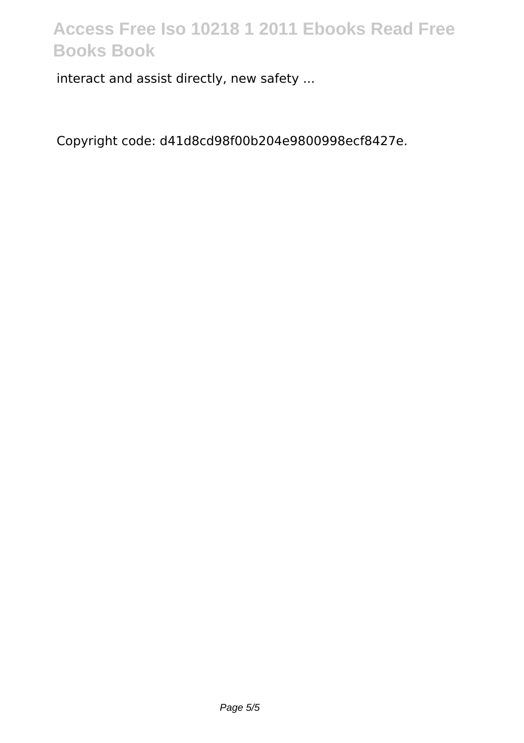interact and assist directly, new safety ...

Copyright code: d41d8cd98f00b204e9800998ecf8427e.